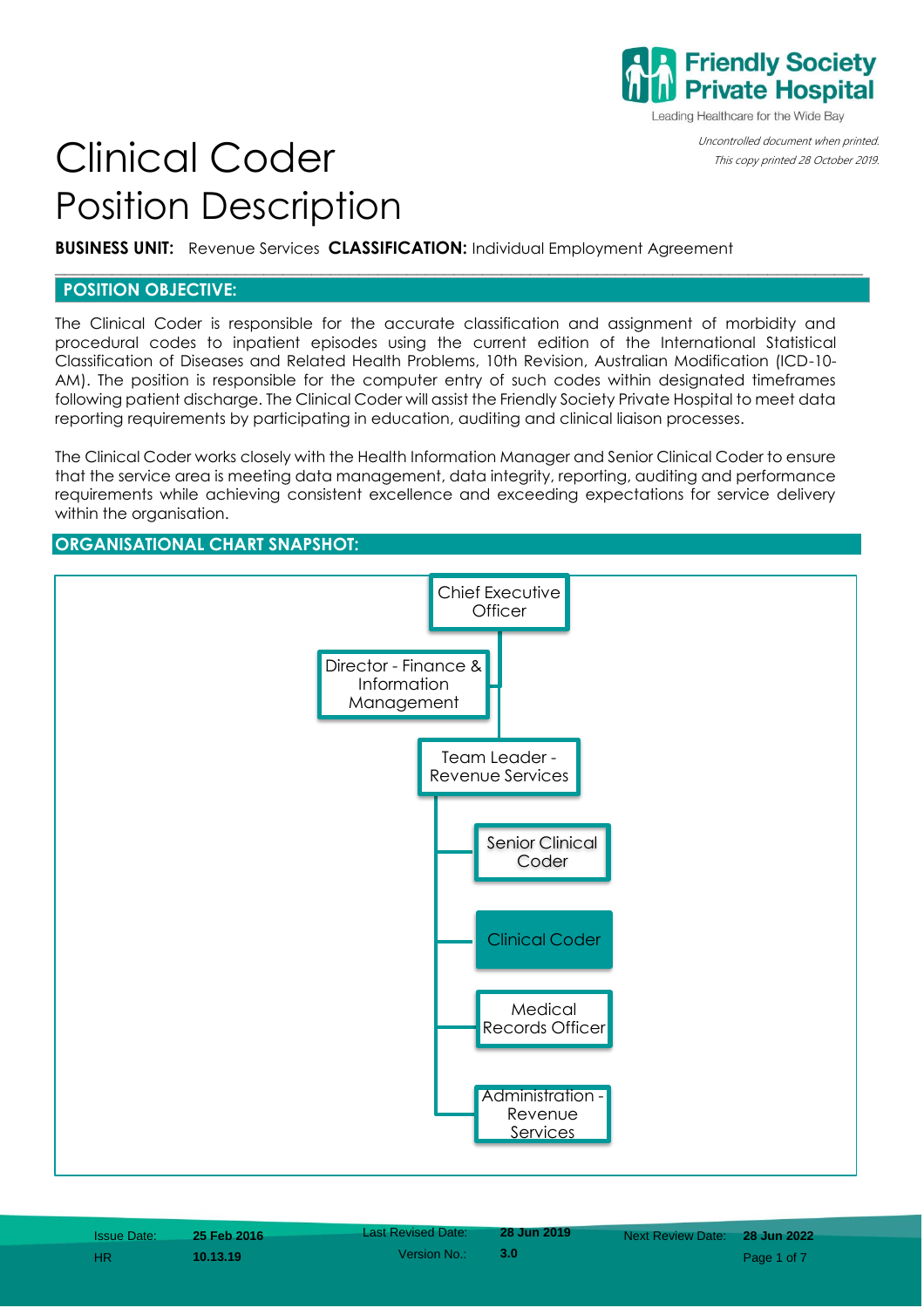Friendly Society Private Hospital
Leading Healthcare for the Wide Bay

*Uncontrolled document when printed.*
*This copy printed 28 October 2019.*

# Clinical Coder Position Description

**BUSINESS UNIT:** Revenue Services **CLASSIFICATION:** Individual Employment Agreement

## POSITION OBJECTIVE:

The Clinical Coder is responsible for the accurate classification and assignment of morbidity and procedural codes to inpatient episodes using the current edition of the International Statistical Classification of Diseases and Related Health Problems, 10th Revision, Australian Modification (ICD-10-AM). The position is responsible for the computer entry of such codes within designated timeframes following patient discharge. The Clinical Coder will assist the Friendly Society Private Hospital to meet data reporting requirements by participating in education, auditing and clinical liaison processes.

The Clinical Coder works closely with the Health Information Manager and Senior Clinical Coder to ensure that the service area is meeting data management, data integrity, reporting, auditing and performance requirements while achieving consistent excellence and exceeding expectations for service delivery within the organisation.

## ORGANISATIONAL CHART SNAPSHOT:

- Chief Executive Officer
  - Director - Finance & Information Management
    - Team Leader - Revenue Services
      - Senior Clinical Coder
      - Clinical Coder
      - Medical Records Officer
      - Administration - Revenue Services

| Issue Date: | 25 Feb 2016 | Last Revised Date: | 28 Jun 2019 | Next Review Date: | 28 Jun 2022 |
|---|---|---|---|---|---|
| HR | 10.13.19 | Version No.: | 3.0 | | |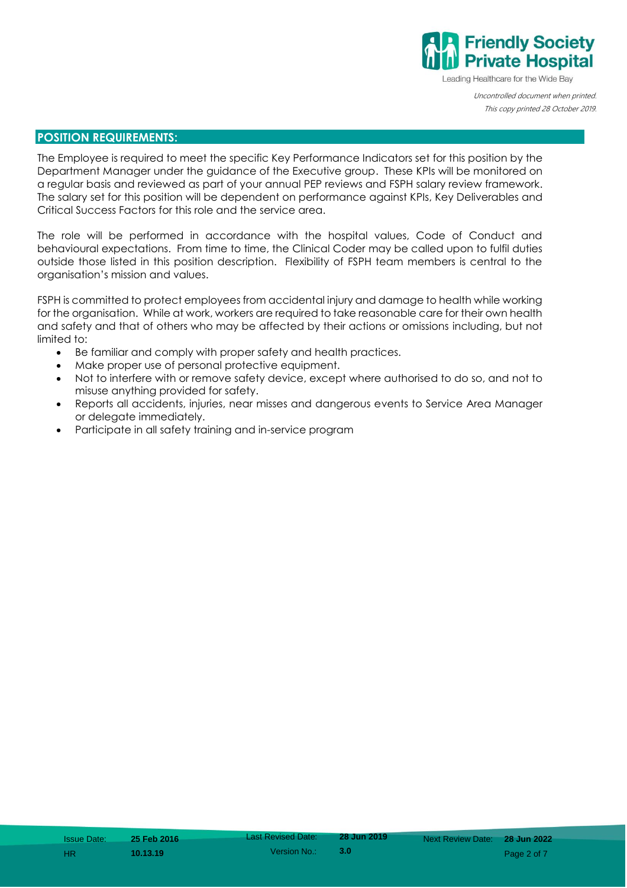## POSITION REQUIREMENTS:

The Employee is required to meet the specific Key Performance Indicators set for this position by the Department Manager under the guidance of the Executive group. These KPIs will be monitored on a regular basis and reviewed as part of your annual PEP reviews and FSPH salary review framework. The salary set for this position will be dependent on performance against KPIs, Key Deliverables and Critical Success Factors for this role and the service area.

The role will be performed in accordance with the hospital values, Code of Conduct and behavioural expectations. From time to time, the Clinical Coder may be called upon to fulfil duties outside those listed in this position description. Flexibility of FSPH team members is central to the organisation's mission and values.

FSPH is committed to protect employees from accidental injury and damage to health while working for the organisation. While at work, workers are required to take reasonable care for their own health and safety and that of others who may be affected by their actions or omissions including, but not limited to:

- Be familiar and comply with proper safety and health practices.
- Make proper use of personal protective equipment.
- Not to interfere with or remove safety device, except where authorised to do so, and not to misuse anything provided for safety.
- Reports all accidents, injuries, near misses and dangerous events to Service Area Manager or delegate immediately.
- Participate in all safety training and in-service program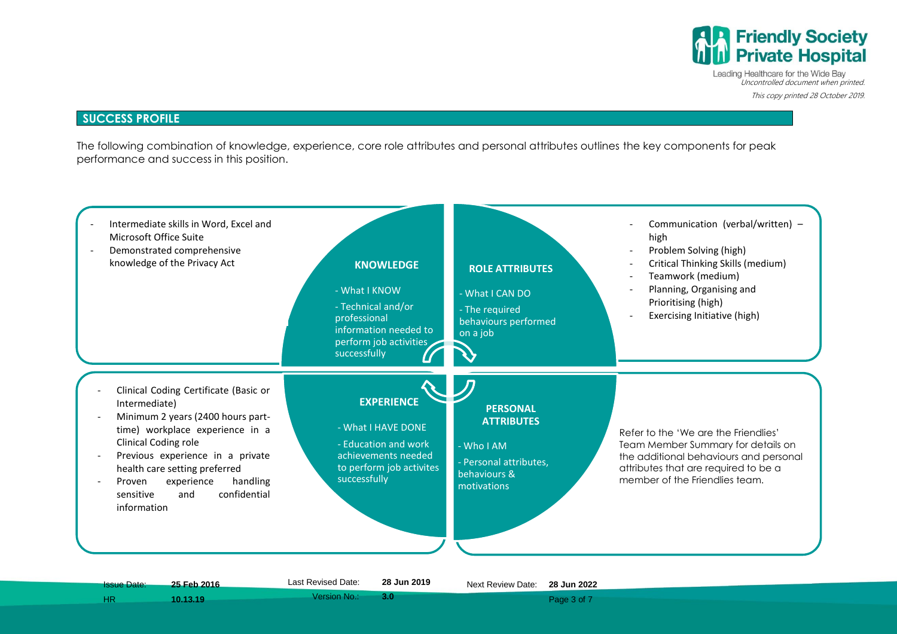## SUCCESS PROFILE

The following combination of knowledge, experience, core role attributes and personal attributes outlines the key components for peak performance and success in this position.

### KNOWLEDGE

- What I KNOW
- Technical and/or professional information needed to perform job activities successfully

- Intermediate skills in Word, Excel and Microsoft Office Suite
- Demonstrated comprehensive knowledge of the Privacy Act

### ROLE ATTRIBUTES

- What I CAN DO
- The required behaviours performed on a job

- Communication (verbal/written) – high
- Problem Solving (high)
- Critical Thinking Skills (medium)
- Teamwork (medium)
- Planning, Organising and Prioritising (high)
- Exercising Initiative (high)

### EXPERIENCE

- What I HAVE DONE
- Education and work achievements needed to perform job activites successfully

- Clinical Coding Certificate (Basic or Intermediate)
- Minimum 2 years (2400 hours part-time) workplace experience in a Clinical Coding role
- Previous experience in a private health care setting preferred
- Proven experience handling sensitive and confidential information

### PERSONAL ATTRIBUTES

- Who I AM
- Personal attributes, behaviours & motivations

Refer to the 'We are the Friendlies' Team Member Summary for details on the additional behaviours and personal attributes that are required to be a member of the Friendlies team.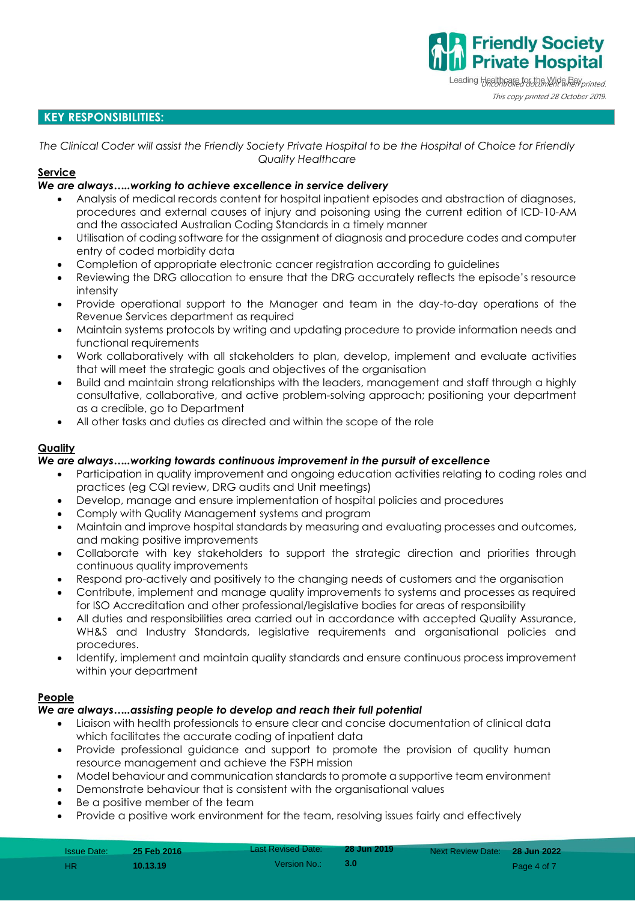## KEY RESPONSIBILITIES:

*The Clinical Coder will assist the Friendly Society Private Hospital to be the Hospital of Choice for Friendly Quality Healthcare*

**Service**

***We are always…..working to achieve excellence in service delivery***

- Analysis of medical records content for hospital inpatient episodes and abstraction of diagnoses, procedures and external causes of injury and poisoning using the current edition of ICD-10-AM and the associated Australian Coding Standards in a timely manner
- Utilisation of coding software for the assignment of diagnosis and procedure codes and computer entry of coded morbidity data
- Completion of appropriate electronic cancer registration according to guidelines
- Reviewing the DRG allocation to ensure that the DRG accurately reflects the episode's resource intensity
- Provide operational support to the Manager and team in the day-to-day operations of the Revenue Services department as required
- Maintain systems protocols by writing and updating procedure to provide information needs and functional requirements
- Work collaboratively with all stakeholders to plan, develop, implement and evaluate activities that will meet the strategic goals and objectives of the organisation
- Build and maintain strong relationships with the leaders, management and staff through a highly consultative, collaborative, and active problem-solving approach; positioning your department as a credible, go to Department
- All other tasks and duties as directed and within the scope of the role

**Quality**

***We are always…..working towards continuous improvement in the pursuit of excellence***

- Participation in quality improvement and ongoing education activities relating to coding roles and practices (eg CQI review, DRG audits and Unit meetings)
- Develop, manage and ensure implementation of hospital policies and procedures
- Comply with Quality Management systems and program
- Maintain and improve hospital standards by measuring and evaluating processes and outcomes, and making positive improvements
- Collaborate with key stakeholders to support the strategic direction and priorities through continuous quality improvements
- Respond pro-actively and positively to the changing needs of customers and the organisation
- Contribute, implement and manage quality improvements to systems and processes as required for ISO Accreditation and other professional/legislative bodies for areas of responsibility
- All duties and responsibilities area carried out in accordance with accepted Quality Assurance, WH&S and Industry Standards, legislative requirements and organisational policies and procedures.
- Identify, implement and maintain quality standards and ensure continuous process improvement within your department

**People**

***We are always…..assisting people to develop and reach their full potential***

- Liaison with health professionals to ensure clear and concise documentation of clinical data which facilitates the accurate coding of inpatient data
- Provide professional guidance and support to promote the provision of quality human resource management and achieve the FSPH mission
- Model behaviour and communication standards to promote a supportive team environment
- Demonstrate behaviour that is consistent with the organisational values
- Be a positive member of the team
- Provide a positive work environment for the team, resolving issues fairly and effectively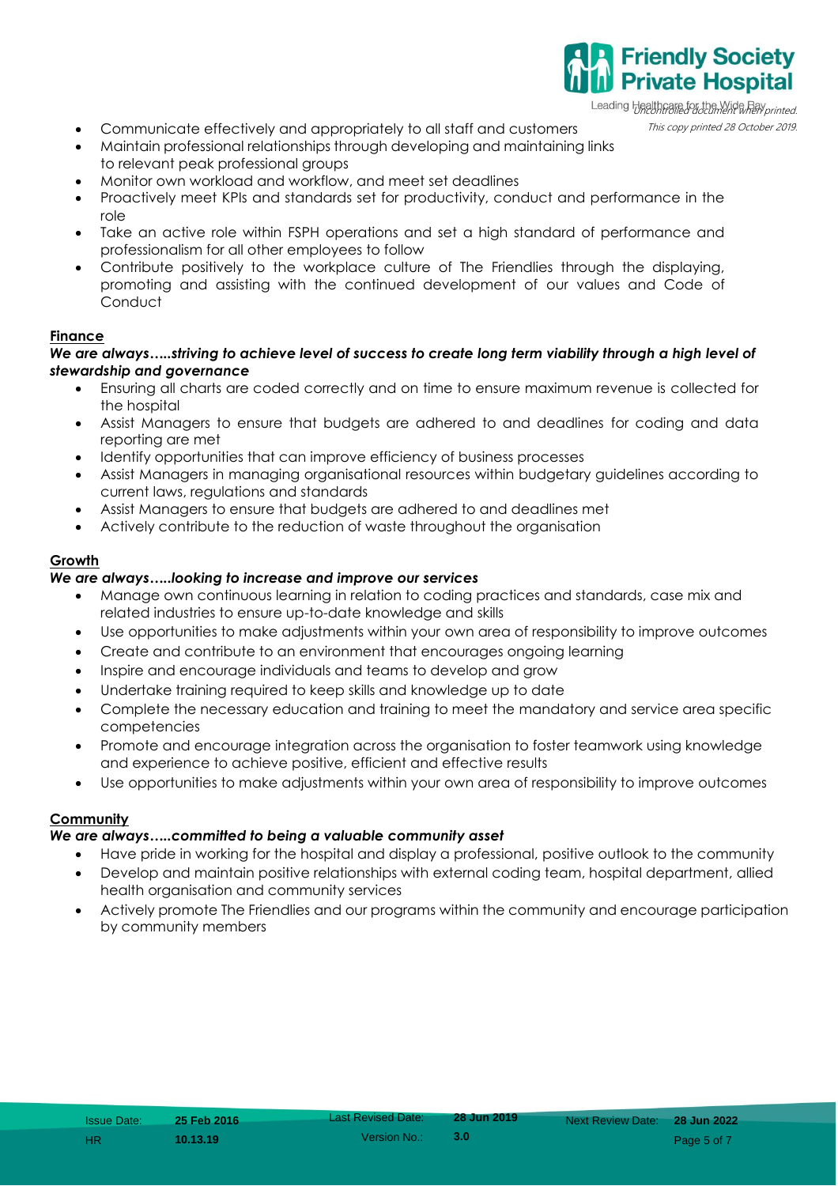- Communicate effectively and appropriately to all staff and customers
- Maintain professional relationships through developing and maintaining links to relevant peak professional groups
- Monitor own workload and workflow, and meet set deadlines
- Proactively meet KPIs and standards set for productivity, conduct and performance in the role
- Take an active role within FSPH operations and set a high standard of performance and professionalism for all other employees to follow
- Contribute positively to the workplace culture of The Friendlies through the displaying, promoting and assisting with the continued development of our values and Code of Conduct

**Finance**

***We are always…..striving to achieve level of success to create long term viability through a high level of stewardship and governance***

- Ensuring all charts are coded correctly and on time to ensure maximum revenue is collected for the hospital
- Assist Managers to ensure that budgets are adhered to and deadlines for coding and data reporting are met
- Identify opportunities that can improve efficiency of business processes
- Assist Managers in managing organisational resources within budgetary guidelines according to current laws, regulations and standards
- Assist Managers to ensure that budgets are adhered to and deadlines met
- Actively contribute to the reduction of waste throughout the organisation

**Growth**

***We are always…..looking to increase and improve our services***

- Manage own continuous learning in relation to coding practices and standards, case mix and related industries to ensure up-to-date knowledge and skills
- Use opportunities to make adjustments within your own area of responsibility to improve outcomes
- Create and contribute to an environment that encourages ongoing learning
- Inspire and encourage individuals and teams to develop and grow
- Undertake training required to keep skills and knowledge up to date
- Complete the necessary education and training to meet the mandatory and service area specific competencies
- Promote and encourage integration across the organisation to foster teamwork using knowledge and experience to achieve positive, efficient and effective results
- Use opportunities to make adjustments within your own area of responsibility to improve outcomes

**Community**

***We are always…..committed to being a valuable community asset***

- Have pride in working for the hospital and display a professional, positive outlook to the community
- Develop and maintain positive relationships with external coding team, hospital department, allied health organisation and community services
- Actively promote The Friendlies and our programs within the community and encourage participation by community members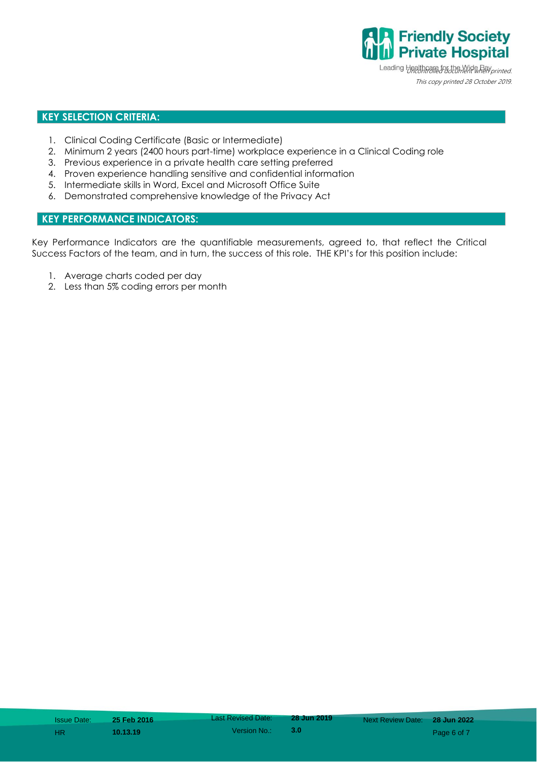## KEY SELECTION CRITERIA:

1. Clinical Coding Certificate (Basic or Intermediate)
2. Minimum 2 years (2400 hours part-time) workplace experience in a Clinical Coding role
3. Previous experience in a private health care setting preferred
4. Proven experience handling sensitive and confidential information
5. Intermediate skills in Word, Excel and Microsoft Office Suite
6. Demonstrated comprehensive knowledge of the Privacy Act

## KEY PERFORMANCE INDICATORS:

Key Performance Indicators are the quantifiable measurements, agreed to, that reflect the Critical Success Factors of the team, and in turn, the success of this role. THE KPI's for this position include:

1. Average charts coded per day
2. Less than 5% coding errors per month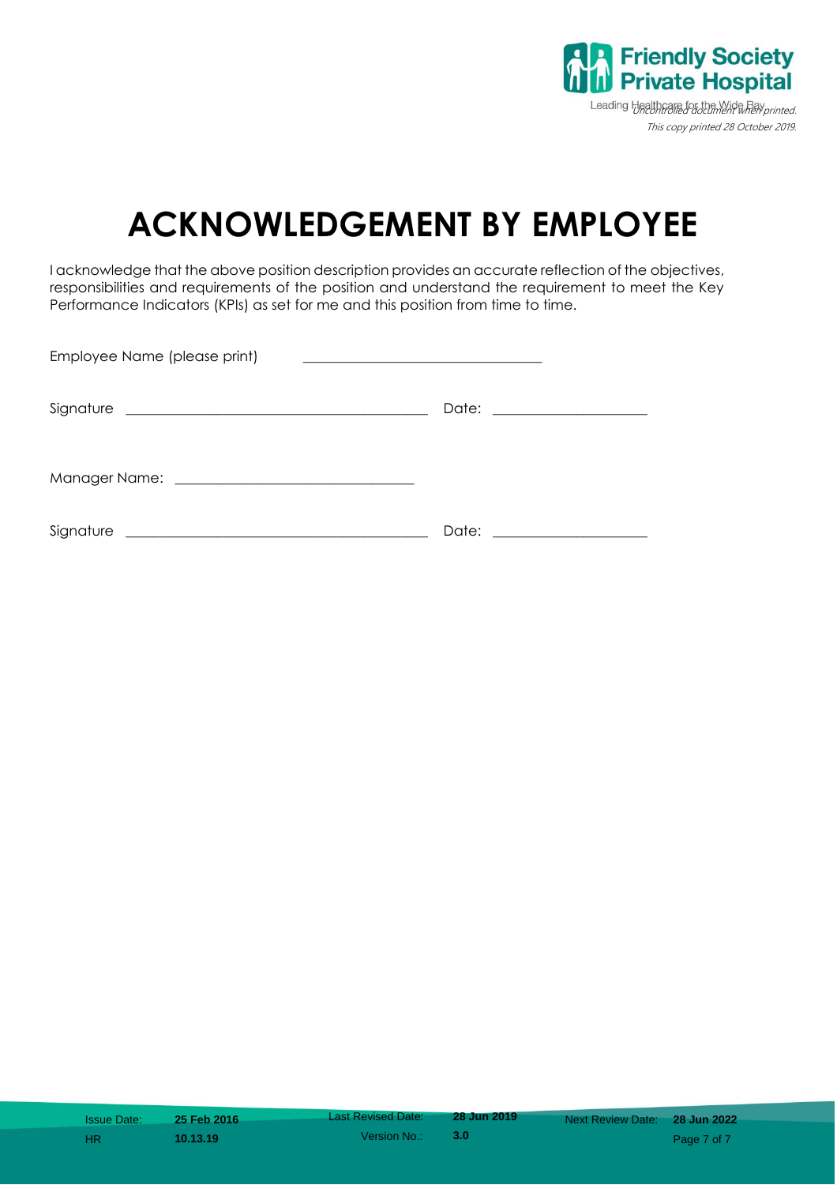# ACKNOWLEDGEMENT BY EMPLOYEE

I acknowledge that the above position description provides an accurate reflection of the objectives, responsibilities and requirements of the position and understand the requirement to meet the Key Performance Indicators (KPIs) as set for me and this position from time to time.

Employee Name (please print) ________________________________

Signature ________________________________________ Date: _____________________

Manager Name: ________________________________

Signature ________________________________________ Date: _____________________